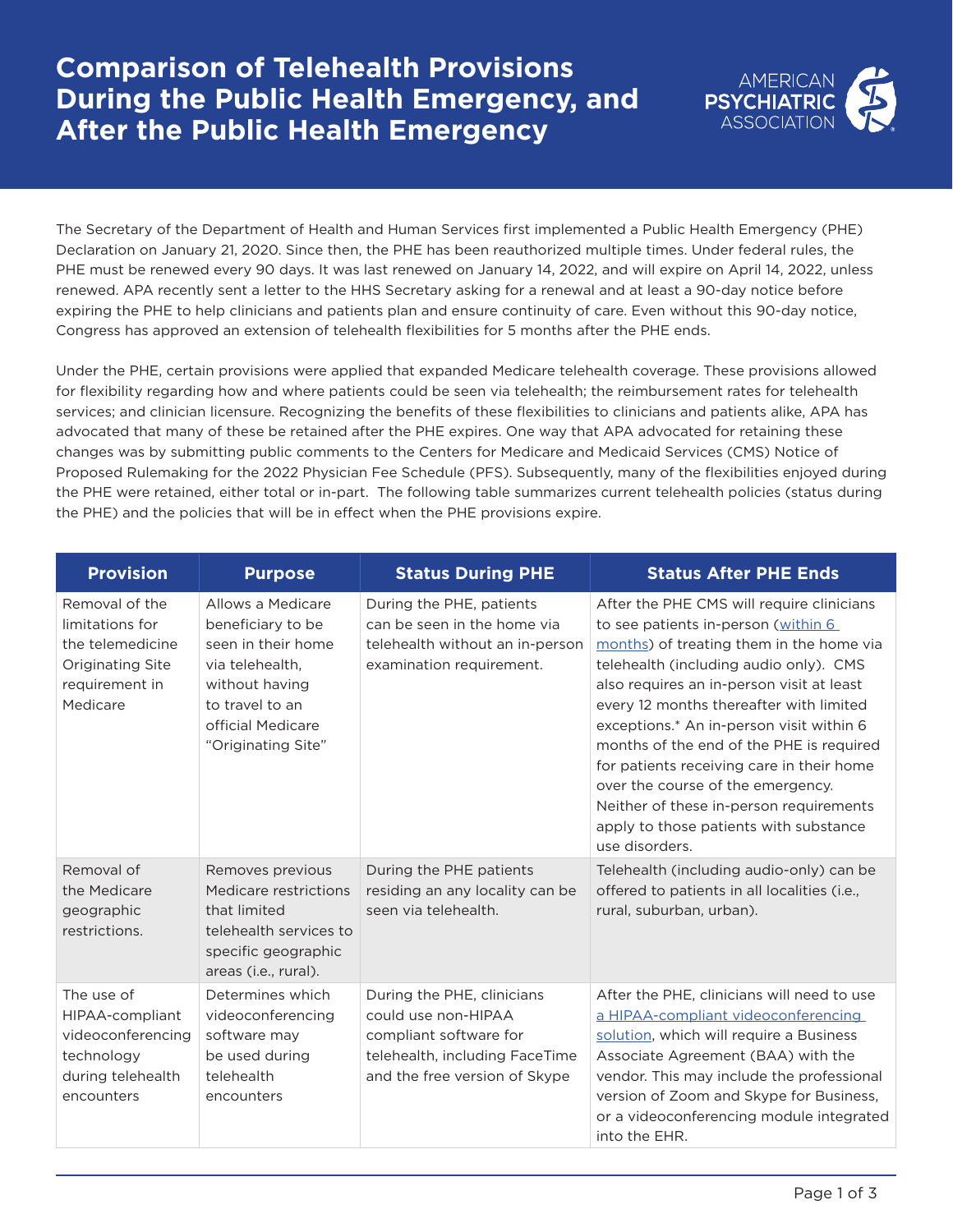# Comparison of Telehealth Provisions During the Public Health Emergency, and After the Public Health Emergency

The Secretary of the Department of Health and Human Services first implemented a Public Health Emergency (PHE) Declaration on January 21, 2020. Since then, the PHE has been reauthorized multiple times. Under federal rules, the PHE must be renewed every 90 days. It was last renewed on January 14, 2022, and will expire on April 14, 2022, unless renewed. APA recently sent a letter to the HHS Secretary asking for a renewal and at least a 90-day notice before expiring the PHE to help clinicians and patients plan and ensure continuity of care. Even without this 90-day notice, Congress has approved an extension of telehealth flexibilities for 5 months after the PHE ends.

Under the PHE, certain provisions were applied that expanded Medicare telehealth coverage. These provisions allowed for flexibility regarding how and where patients could be seen via telehealth; the reimbursement rates for telehealth services; and clinician licensure. Recognizing the benefits of these flexibilities to clinicians and patients alike, APA has advocated that many of these be retained after the PHE expires. One way that APA advocated for retaining these changes was by submitting public comments to the Centers for Medicare and Medicaid Services (CMS) Notice of Proposed Rulemaking for the 2022 Physician Fee Schedule (PFS). Subsequently, many of the flexibilities enjoyed during the PHE were retained, either total or in-part. The following table summarizes current telehealth policies (status during the PHE) and the policies that will be in effect when the PHE provisions expire.

| Provision | Purpose | Status During PHE | Status After PHE Ends |
|---|---|---|---|
| Removal of the limitations for the telemedicine Originating Site requirement in Medicare | Allows a Medicare beneficiary to be seen in their home via telehealth, without having to travel to an official Medicare "Originating Site" | During the PHE, patients can be seen in the home via telehealth without an in-person examination requirement. | After the PHE CMS will require clinicians to see patients in-person (within 6 months) of treating them in the home via telehealth (including audio only). CMS also requires an in-person visit at least every 12 months thereafter with limited exceptions.* An in-person visit within 6 months of the end of the PHE is required for patients receiving care in their home over the course of the emergency. Neither of these in-person requirements apply to those patients with substance use disorders. |
| Removal of the Medicare geographic restrictions. | Removes previous Medicare restrictions that limited telehealth services to specific geographic areas (i.e., rural). | During the PHE patients residing an any locality can be seen via telehealth. | Telehealth (including audio-only) can be offered to patients in all localities (i.e., rural, suburban, urban). |
| The use of HIPAA-compliant videoconferencing technology during telehealth encounters | Determines which videoconferencing software may be used during telehealth encounters | During the PHE, clinicians could use non-HIPAA compliant software for telehealth, including FaceTime and the free version of Skype | After the PHE, clinicians will need to use a HIPAA-compliant videoconferencing solution, which will require a Business Associate Agreement (BAA) with the vendor. This may include the professional version of Zoom and Skype for Business, or a videoconferencing module integrated into the EHR. |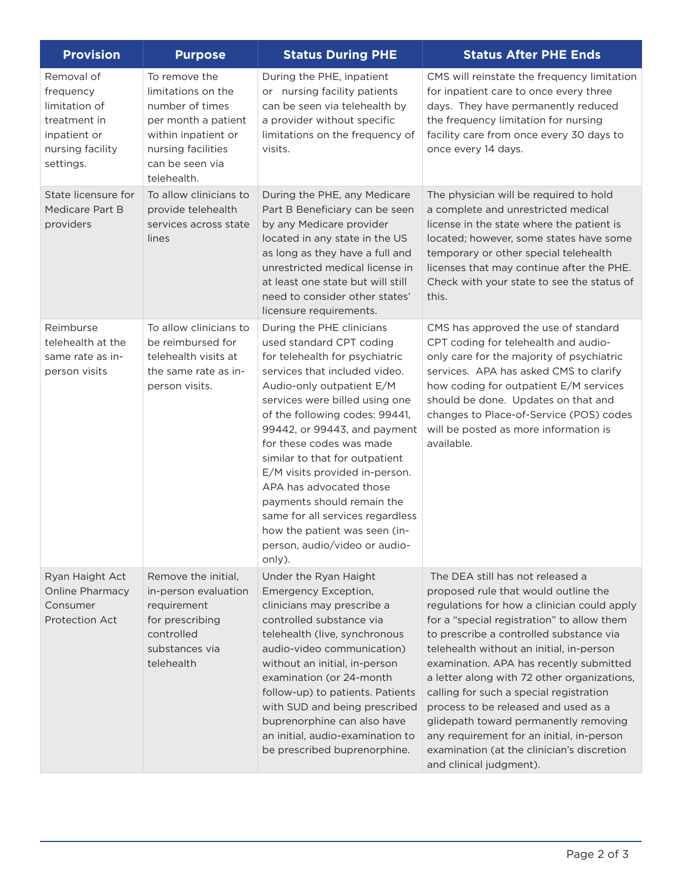| Provision | Purpose | Status During PHE | Status After PHE Ends |
|---|---|---|---|
| Removal of frequency limitation of treatment in inpatient or nursing facility settings. | To remove the limitations on the number of times per month a patient within inpatient or nursing facilities can be seen via telehealth. | During the PHE, inpatient or nursing facility patients can be seen via telehealth by a provider without specific limitations on the frequency of visits. | CMS will reinstate the frequency limitation for inpatient care to once every three days. They have permanently reduced the frequency limitation for nursing facility care from once every 30 days to once every 14 days. |
| State licensure for Medicare Part B providers | To allow clinicians to provide telehealth services across state lines | During the PHE, any Medicare Part B Beneficiary can be seen by any Medicare provider located in any state in the US as long as they have a full and unrestricted medical license in at least one state but will still need to consider other states' licensure requirements. | The physician will be required to hold a complete and unrestricted medical license in the state where the patient is located; however, some states have some temporary or other special telehealth licenses that may continue after the PHE. Check with your state to see the status of this. |
| Reimburse telehealth at the same rate as in-person visits | To allow clinicians to be reimbursed for telehealth visits at the same rate as in-person visits. | During the PHE clinicians used standard CPT coding for telehealth for psychiatric services that included video. Audio-only outpatient E/M services were billed using one of the following codes: 99441, 99442, or 99443, and payment for these codes was made similar to that for outpatient E/M visits provided in-person. APA has advocated those payments should remain the same for all services regardless how the patient was seen (in-person, audio/video or audio-only). | CMS has approved the use of standard CPT coding for telehealth and audio-only care for the majority of psychiatric services. APA has asked CMS to clarify how coding for outpatient E/M services should be done. Updates on that and changes to Place-of-Service (POS) codes will be posted as more information is available. |
| Ryan Haight Act Online Pharmacy Consumer Protection Act | Remove the initial, in-person evaluation requirement for prescribing controlled substances via telehealth | Under the Ryan Haight Emergency Exception, clinicians may prescribe a controlled substance via telehealth (live, synchronous audio-video communication) without an initial, in-person examination (or 24-month follow-up) to patients. Patients with SUD and being prescribed buprenorphine can also have an initial, audio-examination to be prescribed buprenorphine. | The DEA still has not released a proposed rule that would outline the regulations for how a clinician could apply for a "special registration" to allow them to prescribe a controlled substance via telehealth without an initial, in-person examination. APA has recently submitted a letter along with 72 other organizations, calling for such a special registration process to be released and used as a glidepath toward permanently removing any requirement for an initial, in-person examination (at the clinician's discretion and clinical judgment). |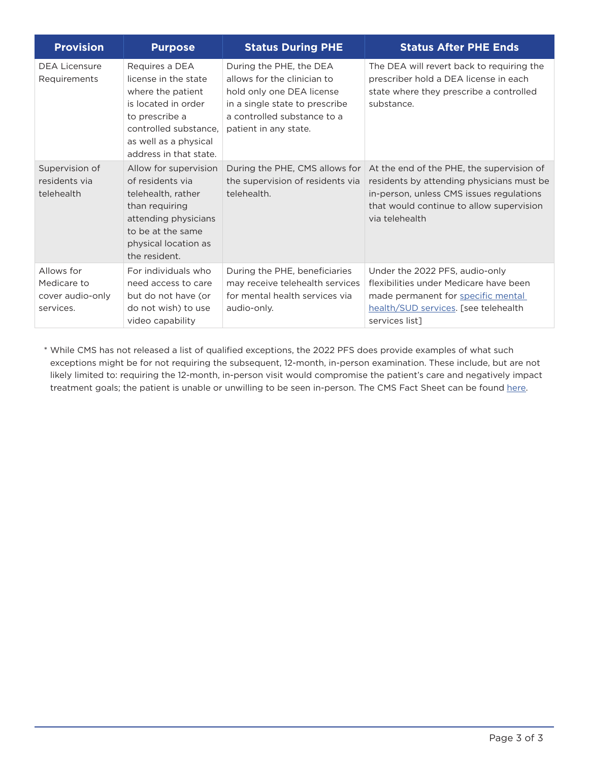| Provision | Purpose | Status During PHE | Status After PHE Ends |
| --- | --- | --- | --- |
| DEA Licensure Requirements | Requires a DEA license in the state where the patient is located in order to prescribe a controlled substance, as well as a physical address in that state. | During the PHE, the DEA allows for the clinician to hold only one DEA license in a single state to prescribe a controlled substance to a patient in any state. | The DEA will revert back to requiring the prescriber hold a DEA license in each state where they prescribe a controlled substance. |
| Supervision of residents via telehealth | Allow for supervision of residents via telehealth, rather than requiring attending physicians to be at the same physical location as the resident. | During the PHE, CMS allows for the supervision of residents via telehealth. | At the end of the PHE, the supervision of residents by attending physicians must be in-person, unless CMS issues regulations that would continue to allow supervision via telehealth |
| Allows for Medicare to cover audio-only services. | For individuals who need access to care but do not have (or do not wish) to use video capability | During the PHE, beneficiaries may receive telehealth services for mental health services via audio-only. | Under the 2022 PFS, audio-only flexibilities under Medicare have been made permanent for specific mental health/SUD services. [see telehealth services list] |

* While CMS has not released a list of qualified exceptions, the 2022 PFS does provide examples of what such exceptions might be for not requiring the subsequent, 12-month, in-person examination. These include, but are not likely limited to: requiring the 12-month, in-person visit would compromise the patient's care and negatively impact treatment goals; the patient is unable or unwilling to be seen in-person. The CMS Fact Sheet can be found here.